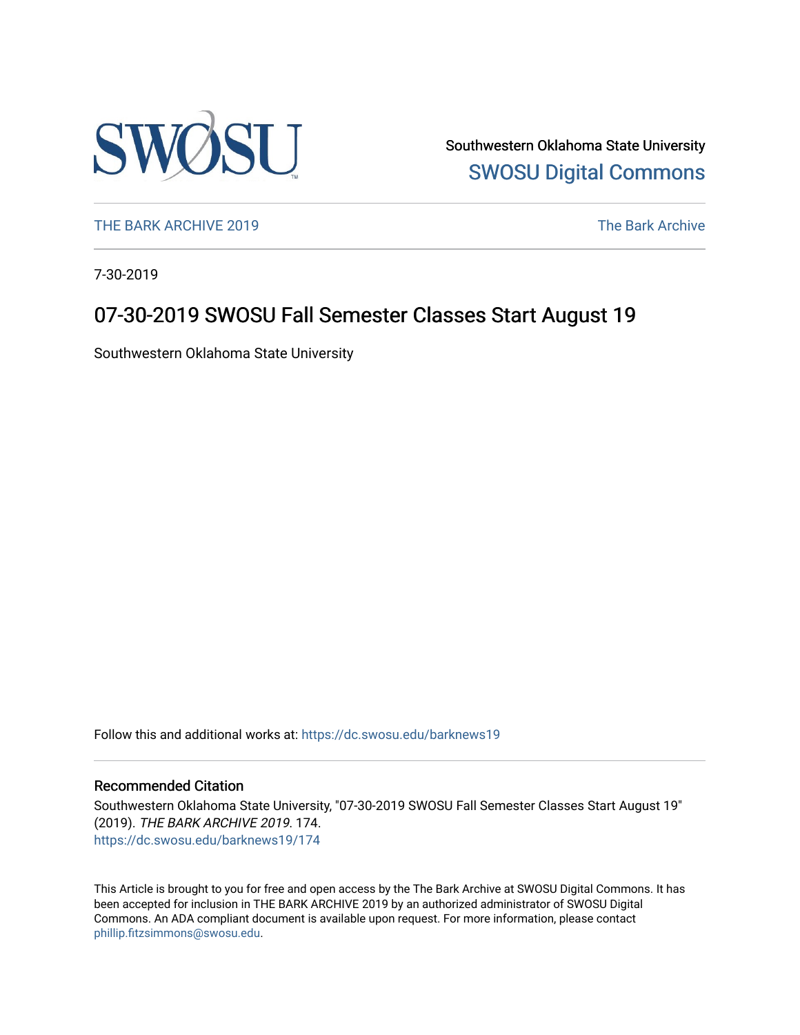Southwestern Oklahoma State University

SWOSU Digital Commons

THE BARK ARCHIVE 2019

The Bark Archive

7-30-2019

# 07-30-2019 SWOSU Fall Semester Classes Start August 19

Southwestern Oklahoma State University

Follow this and additional works at: https://dc.swosu.edu/barknews19

## Recommended Citation

Southwestern Oklahoma State University, "07-30-2019 SWOSU Fall Semester Classes Start August 19" (2019). *THE BARK ARCHIVE 2019*. 174.
https://dc.swosu.edu/barknews19/174

This Article is brought to you for free and open access by the The Bark Archive at SWOSU Digital Commons. It has been accepted for inclusion in THE BARK ARCHIVE 2019 by an authorized administrator of SWOSU Digital Commons. An ADA compliant document is available upon request. For more information, please contact phillip.fitzsimmons@swosu.edu.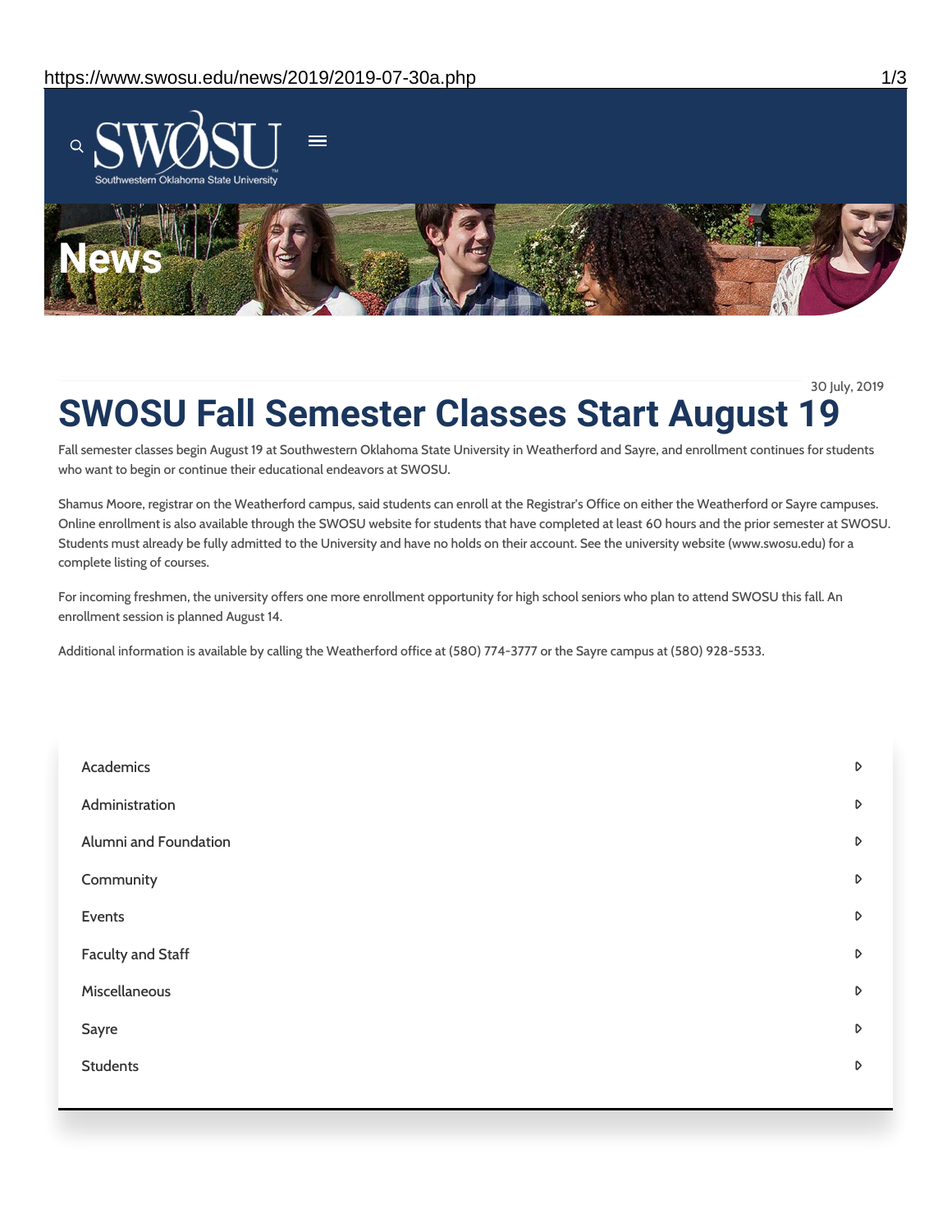# News

30 July, 2019

# SWOSU Fall Semester Classes Start August 19

Fall semester classes begin August 19 at Southwestern Oklahoma State University in Weatherford and Sayre, and enrollment continues for students who want to begin or continue their educational endeavors at SWOSU.

Shamus Moore, registrar on the Weatherford campus, said students can enroll at the Registrar's Office on either the Weatherford or Sayre campuses. Online enrollment is also available through the SWOSU website for students that have completed at least 60 hours and the prior semester at SWOSU. Students must already be fully admitted to the University and have no holds on their account. See the university website (www.swosu.edu) for a complete listing of courses.

For incoming freshmen, the university offers one more enrollment opportunity for high school seniors who plan to attend SWOSU this fall. An enrollment session is planned August 14.

Additional information is available by calling the Weatherford office at (580) 774-3777 or the Sayre campus at (580) 928-5533.

- Academics
- Administration
- Alumni and Foundation
- Community
- Events
- Faculty and Staff
- Miscellaneous
- Sayre
- Students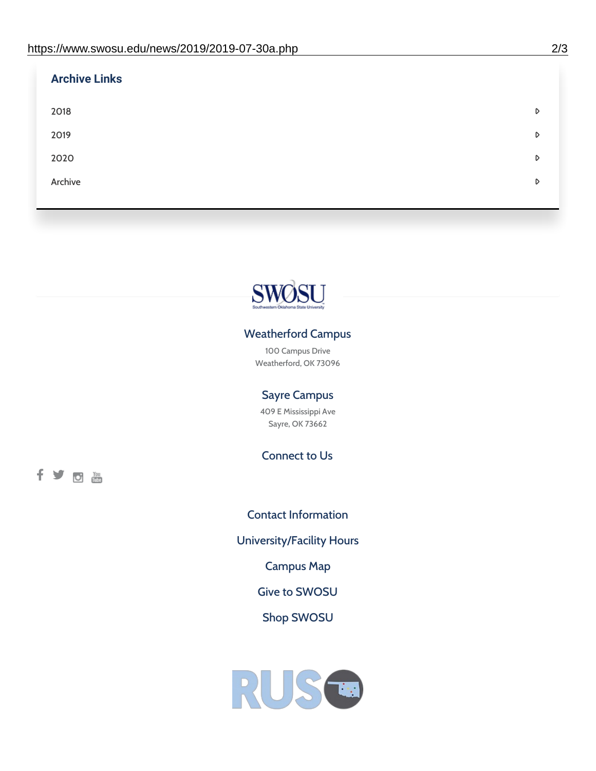## Archive Links

- 2018
- 2019
- 2020
- Archive

### Weatherford Campus

100 Campus Drive
Weatherford, OK 73096

### Sayre Campus

409 E Mississippi Ave
Sayre, OK 73662

### Connect to Us

Contact Information

University/Facility Hours

Campus Map

Give to SWOSU

Shop SWOSU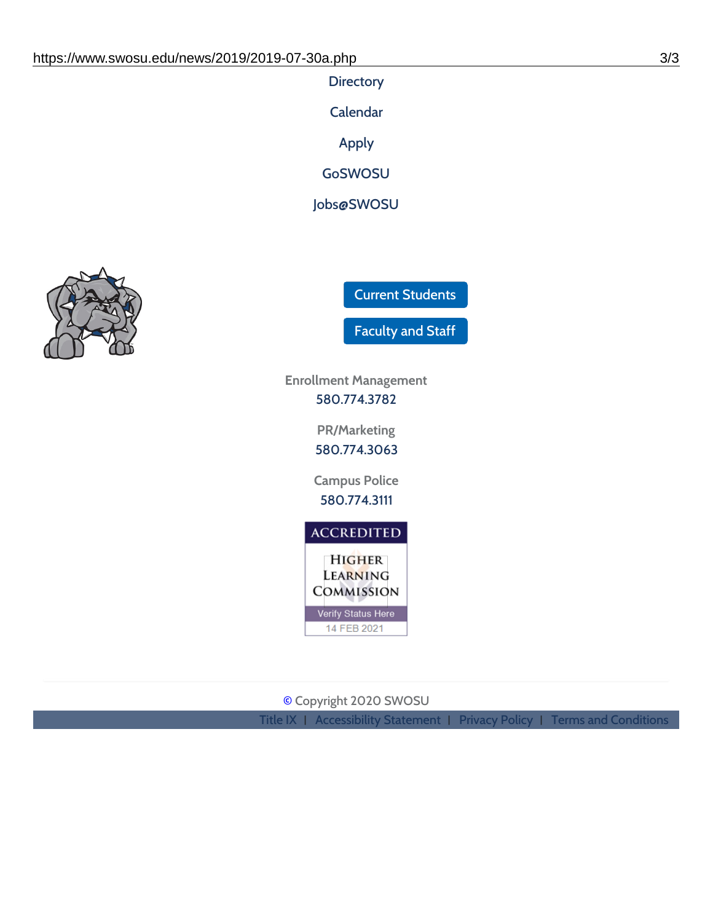Directory

Calendar

Apply

GoSWOSU

Jobs@SWOSU

Current Students

Faculty and Staff

Enrollment Management
580.774.3782

PR/Marketing
580.774.3063

Campus Police
580.774.3111

ACCREDITED
HIGHER LEARNING COMMISSION
Verify Status Here
14 FEB 2021

© Copyright 2020 SWOSU

Title IX | Accessibility Statement | Privacy Policy | Terms and Conditions